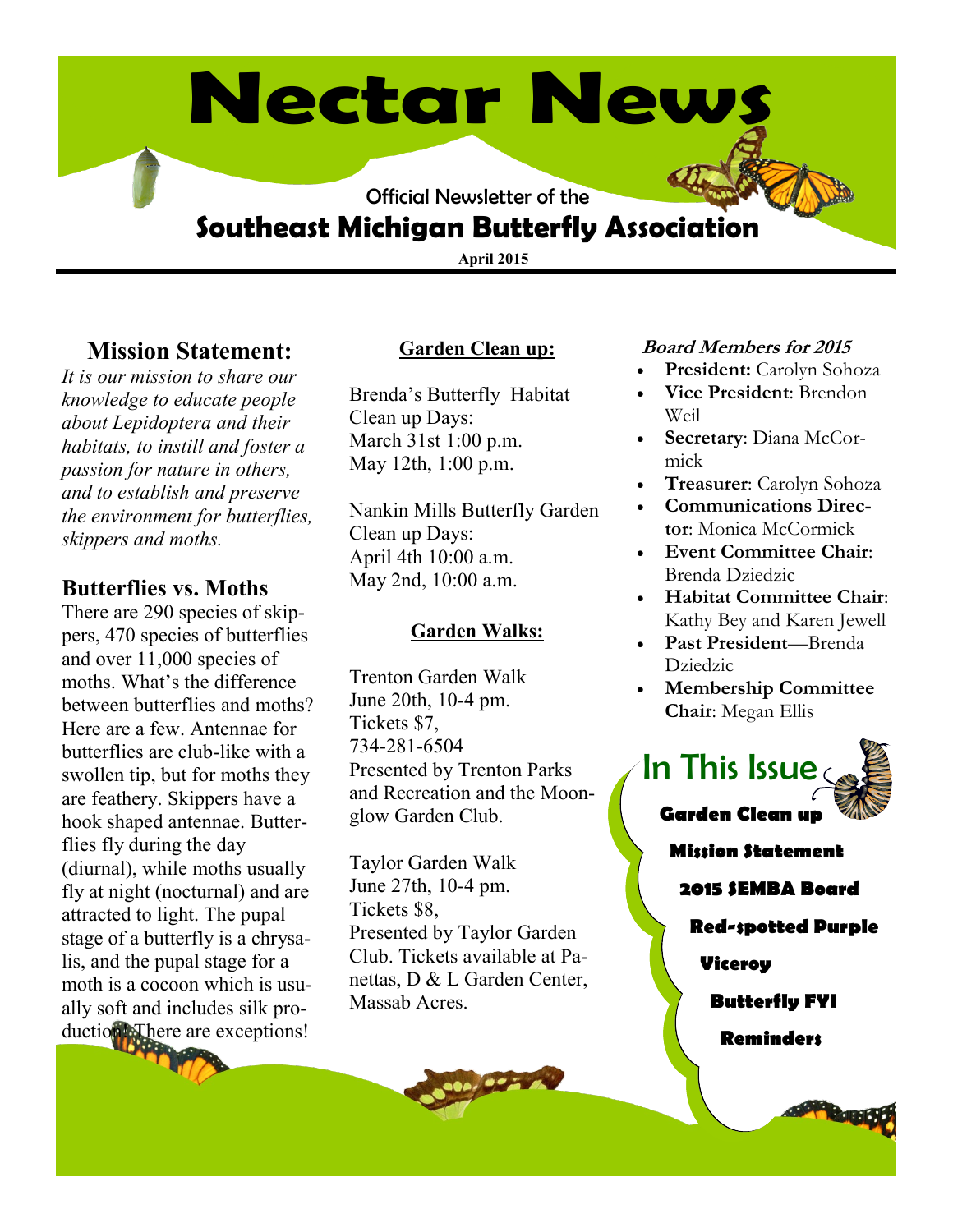# Nectar News

Official Newsletter of the

## Southeast Michigan Butterfly Association

**April 2015**

## Mission Statement:

*It is our mission to share our knowledge to educate people about Lepidoptera and their habitats, to instill and foster a passion for nature in others, and to establish and preserve the environment for butterflies, skippers and moths.*

## Butterflies vs. Moths

There are 290 species of skippers, 470 species of butterflies and over 11,000 species of moths. What's the difference between butterflies and moths? Here are a few. Antennae for butterflies are club-like with a swollen tip, but for moths they are feathery. Skippers have a hook shaped antennae. Butterflies fly during the day (diurnal), while moths usually fly at night (nocturnal) and are attracted to light. The pupal stage of a butterfly is a chrysalis, and the pupal stage for a moth is a cocoon which is usually soft and includes silk production. There are exceptions!

## Garden Clean up:

Brenda's Butterfly Habitat Clean up Days:
March 31st 1:00 p.m.
May 12th, 1:00 p.m.

Nankin Mills Butterfly Garden Clean up Days:
April 4th 10:00 a.m.
May 2nd, 10:00 a.m.

## Garden Walks:

Trenton Garden Walk
June 20th, 10-4 pm.
Tickets $7,
734-281-6504
Presented by Trenton Parks and Recreation and the Moonglow Garden Club.

Taylor Garden Walk
June 27th, 10-4 pm.
Tickets $8,
Presented by Taylor Garden Club. Tickets available at Panettas, D & L Garden Center, Massab Acres.

### *Board Members for 2015*

- **President:** Carolyn Sohoza
- **Vice President**: Brendon Weil
- **Secretary**: Diana McCormick
- **Treasurer**: Carolyn Sohoza
- **Communications Director**: Monica McCormick
- **Event Committee Chair**: Brenda Dziedzic
- **Habitat Committee Chair**: Kathy Bey and Karen Jewell
- **Past President**—Brenda Dziedzic
- **Membership Committee Chair**: Megan Ellis

## In This Issue

- **Garden Clean up**
- **Mission Statement**
- **2015 SEMBA Board**
- **Red-spotted Purple**
- **Viceroy**
- **Butterfly FYI**
- **Reminders**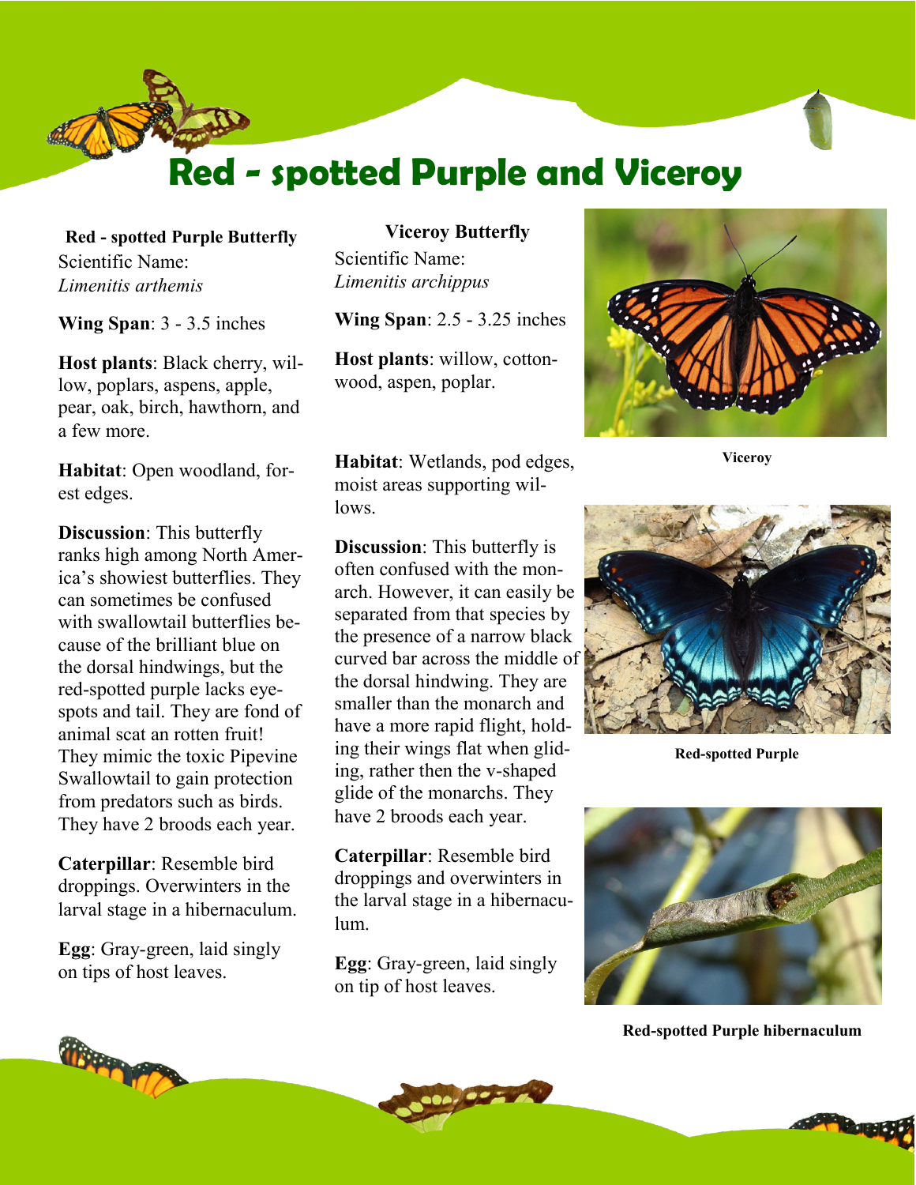# Red - spotted Purple and Viceroy

## Red - spotted Purple Butterfly

Scientific Name:
*Limenitis arthemis*

**Wing Span**: 3 - 3.5 inches

**Host plants**: Black cherry, willow, poplars, aspens, apple, pear, oak, birch, hawthorn, and a few more.

**Habitat**: Open woodland, forest edges.

**Discussion**: This butterfly ranks high among North America's showiest butterflies. They can sometimes be confused with swallowtail butterflies because of the brilliant blue on the dorsal hindwings, but the red-spotted purple lacks eyespots and tail. They are fond of animal scat an rotten fruit! They mimic the toxic Pipevine Swallowtail to gain protection from predators such as birds. They have 2 broods each year.

**Caterpillar**: Resemble bird droppings. Overwinters in the larval stage in a hibernaculum.

**Egg**: Gray-green, laid singly on tips of host leaves.

## Viceroy Butterfly

Scientific Name:
*Limenitis archippus*

**Wing Span**: 2.5 - 3.25 inches

**Host plants**: willow, cottonwood, aspen, poplar.

**Habitat**: Wetlands, pod edges, moist areas supporting willows.

**Discussion**: This butterfly is often confused with the monarch. However, it can easily be separated from that species by the presence of a narrow black curved bar across the middle of the dorsal hindwing. They are smaller than the monarch and have a more rapid flight, holding their wings flat when gliding, rather then the v-shaped glide of the monarchs. They have 2 broods each year.

**Caterpillar**: Resemble bird droppings and overwinters in the larval stage in a hibernaculum.

**Egg**: Gray-green, laid singly on tip of host leaves.

**Viceroy**

**Red-spotted Purple**

**Red-spotted Purple hibernaculum**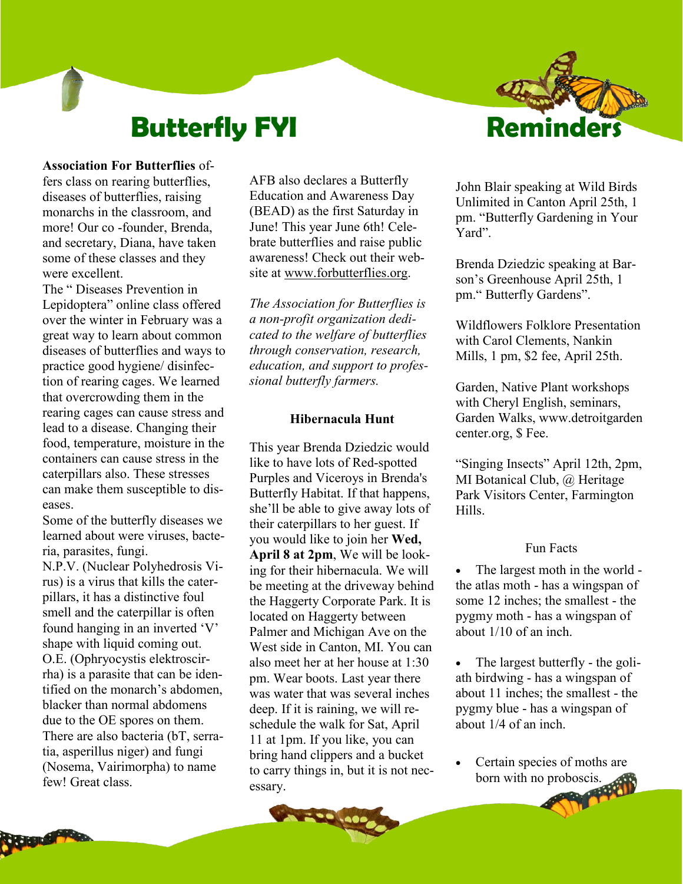# Butterfly FYI

**Association For Butterflies** offers class on rearing butterflies, diseases of butterflies, raising monarchs in the classroom, and more! Our co -founder, Brenda, and secretary, Diana, have taken some of these classes and they were excellent.

The " Diseases Prevention in Lepidoptera" online class offered over the winter in February was a great way to learn about common diseases of butterflies and ways to practice good hygiene/ disinfection of rearing cages. We learned that overcrowding them in the rearing cages can cause stress and lead to a disease. Changing their food, temperature, moisture in the containers can cause stress in the caterpillars also. These stresses can make them susceptible to diseases.

Some of the butterfly diseases we learned about were viruses, bacteria, parasites, fungi.

N.P.V. (Nuclear Polyhedrosis Virus) is a virus that kills the caterpillars, it has a distinctive foul smell and the caterpillar is often found hanging in an inverted 'V' shape with liquid coming out.

O.E. (Ophryocystis elektroscirrha) is a parasite that can be identified on the monarch's abdomen, blacker than normal abdomens due to the OE spores on them. There are also bacteria (bT, serratia, asperillus niger) and fungi (Nosema, Vairimorpha) to name few! Great class.

AFB also declares a Butterfly Education and Awareness Day (BEAD) as the first Saturday in June! This year June 6th! Celebrate butterflies and raise public awareness! Check out their website at www.forbutterflies.org.

*The Association for Butterflies is a non-profit organization dedicated to the welfare of butterflies through conservation, research, education, and support to professional butterfly farmers.*

### Hibernacula Hunt

This year Brenda Dziedzic would like to have lots of Red-spotted Purples and Viceroys in Brenda's Butterfly Habitat. If that happens, she'll be able to give away lots of their caterpillars to her guest. If you would like to join her **Wed, April 8 at 2pm**, We will be looking for their hibernacula. We will be meeting at the driveway behind the Haggerty Corporate Park. It is located on Haggerty between Palmer and Michigan Ave on the West side in Canton, MI. You can also meet her at her house at 1:30 pm. Wear boots. Last year there was water that was several inches deep. If it is raining, we will reschedule the walk for Sat, April 11 at 1pm. If you like, you can bring hand clippers and a bucket to carry things in, but it is not necessary.

# Reminders

John Blair speaking at Wild Birds Unlimited in Canton April 25th, 1 pm. "Butterfly Gardening in Your Yard".

Brenda Dziedzic speaking at Barson's Greenhouse April 25th, 1 pm." Butterfly Gardens".

Wildflowers Folklore Presentation with Carol Clements, Nankin Mills, 1 pm, $2 fee, April 25th.

Garden, Native Plant workshops with Cheryl English, seminars, Garden Walks, www.detroitgardencenter.org, $ Fee.

"Singing Insects" April 12th, 2pm, MI Botanical Club, @ Heritage Park Visitors Center, Farmington Hills.

### Fun Facts

- The largest moth in the world - the atlas moth - has a wingspan of some 12 inches; the smallest - the pygmy moth - has a wingspan of about 1/10 of an inch.
- The largest butterfly - the goliath birdwing - has a wingspan of about 11 inches; the smallest - the pygmy blue - has a wingspan of about 1/4 of an inch.
- Certain species of moths are born with no proboscis.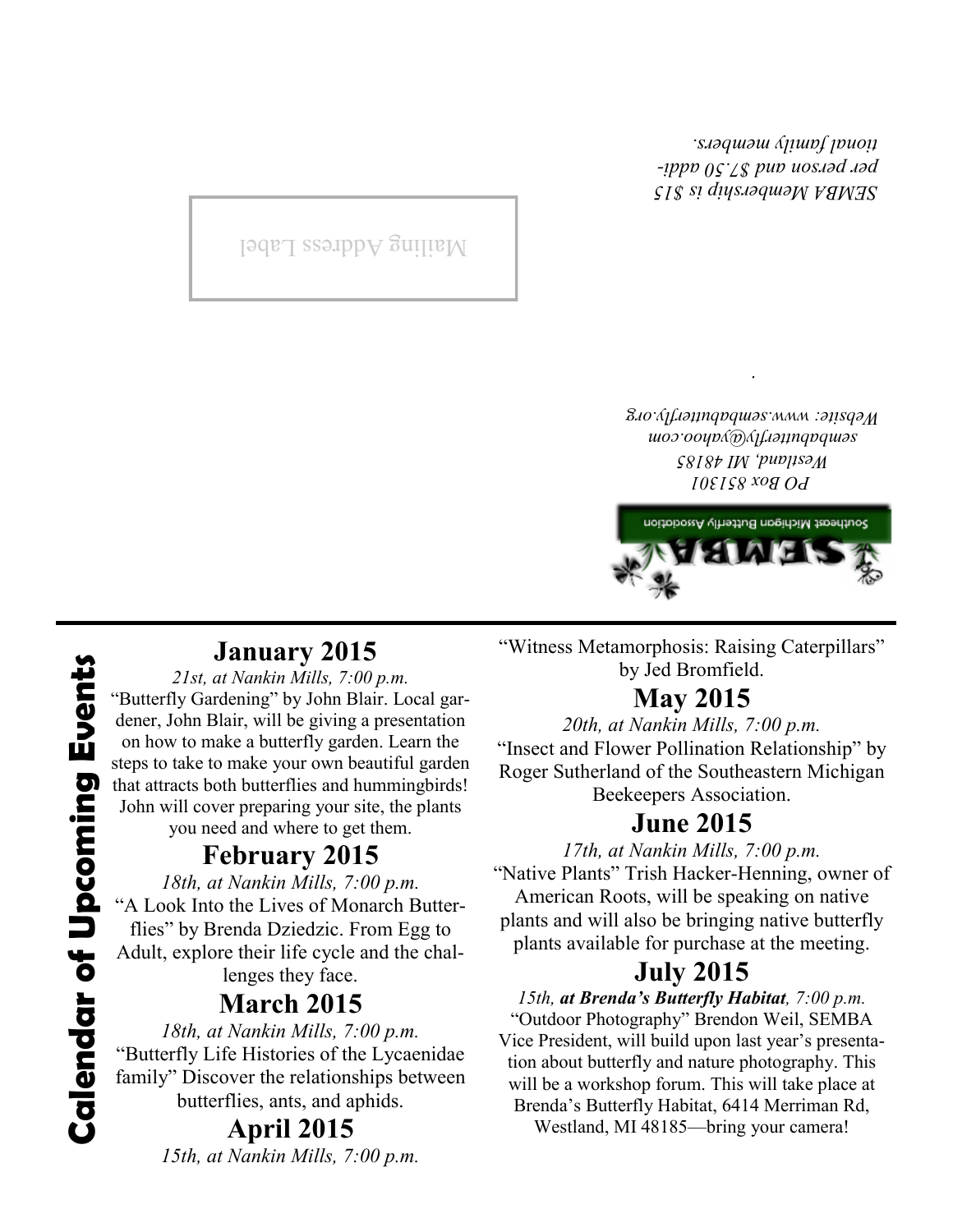SEMBA Membership is $15 per person and $7.50 additional family members.

Mailing Address Label

SEMBA
Southeast Michigan Butterfly Association

*PO Box 851301*
*Westland, MI 48185*
*sembabutterfly@yahoo.com*
*Website: www.sembabutterfly.org*

# Calendar of Upcoming Events

## January 2015

*21st, at Nankin Mills, 7:00 p.m.*

"Butterfly Gardening" by John Blair. Local gardener, John Blair, will be giving a presentation on how to make a butterfly garden. Learn the steps to take to make your own beautiful garden that attracts both butterflies and hummingbirds! John will cover preparing your site, the plants you need and where to get them.

## February 2015

*18th, at Nankin Mills, 7:00 p.m.*

"A Look Into the Lives of Monarch Butterflies" by Brenda Dziedzic. From Egg to Adult, explore their life cycle and the challenges they face.

## March 2015

*18th, at Nankin Mills, 7:00 p.m.*

"Butterfly Life Histories of the Lycaenidae family" Discover the relationships between butterflies, ants, and aphids.

## April 2015

*15th, at Nankin Mills, 7:00 p.m.*

"Witness Metamorphosis: Raising Caterpillars" by Jed Bromfield.

## May 2015

*20th, at Nankin Mills, 7:00 p.m.*

"Insect and Flower Pollination Relationship" by Roger Sutherland of the Southeastern Michigan Beekeepers Association.

## June 2015

*17th, at Nankin Mills, 7:00 p.m.*

"Native Plants" Trish Hacker-Henning, owner of American Roots, will be speaking on native plants and will also be bringing native butterfly plants available for purchase at the meeting.

## July 2015

*15th, **at Brenda's Butterfly Habitat**, 7:00 p.m.*

"Outdoor Photography" Brendon Weil, SEMBA Vice President, will build upon last year's presentation about butterfly and nature photography. This will be a workshop forum. This will take place at Brenda's Butterfly Habitat, 6414 Merriman Rd, Westland, MI 48185—bring your camera!